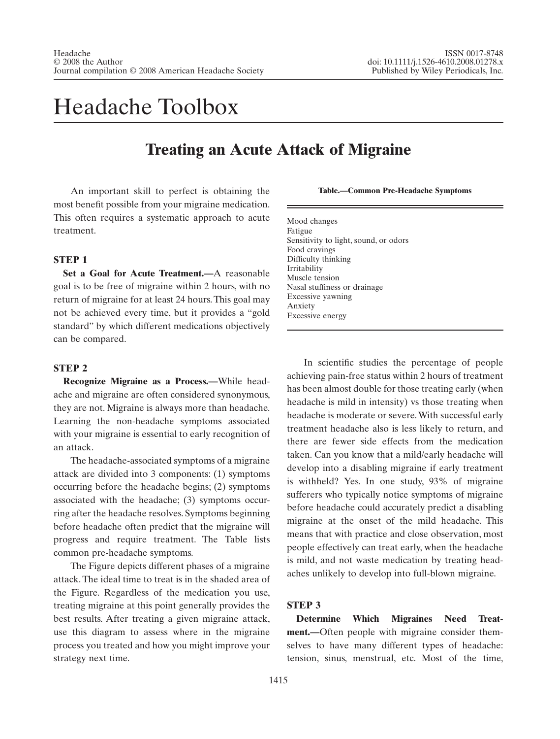# Headache Toolbox

## Treating an Acute Attack of Migraine

An important skill to perfect is obtaining the most benefit possible from your migraine medication. This often requires a systematic approach to acute treatment.

### STEP 1

**Set a Goal for Acute Treatment.—**A reasonable goal is to be free of migraine within 2 hours, with no return of migraine for at least 24 hours. This goal may not be achieved every time, but it provides a "gold standard" by which different medications objectively can be compared.

### STEP 2

**Recognize Migraine as a Process.—**While headache and migraine are often considered synonymous, they are not. Migraine is always more than headache. Learning the non-headache symptoms associated with your migraine is essential to early recognition of an attack.

The headache-associated symptoms of a migraine attack are divided into 3 components: (1) symptoms occurring before the headache begins; (2) symptoms associated with the headache; (3) symptoms occurring after the headache resolves. Symptoms beginning before headache often predict that the migraine will progress and require treatment. The Table lists common pre-headache symptoms.

**Table.—Common Pre-Headache Symptoms**

| |
|---|
| Mood changes |
| Fatigue |
| Sensitivity to light, sound, or odors |
| Food cravings |
| Difficulty thinking |
| Irritability |
| Muscle tension |
| Nasal stuffiness or drainage |
| Excessive yawning |
| Anxiety |
| Excessive energy |

The Figure depicts different phases of a migraine attack. The ideal time to treat is in the shaded area of the Figure. Regardless of the medication you use, treating migraine at this point generally provides the best results. After treating a given migraine attack, use this diagram to assess where in the migraine process you treated and how you might improve your strategy next time.

In scientific studies the percentage of people achieving pain-free status within 2 hours of treatment has been almost double for those treating early (when headache is mild in intensity) vs those treating when headache is moderate or severe. With successful early treatment headache also is less likely to return, and there are fewer side effects from the medication taken. Can you know that a mild/early headache will develop into a disabling migraine if early treatment is withheld? Yes. In one study, 93% of migraine sufferers who typically notice symptoms of migraine before headache could accurately predict a disabling migraine at the onset of the mild headache. This means that with practice and close observation, most people effectively can treat early, when the headache is mild, and not waste medication by treating headaches unlikely to develop into full-blown migraine.

### STEP 3

**Determine Which Migraines Need Treatment.—**Often people with migraine consider themselves to have many different types of headache: tension, sinus, menstrual, etc. Most of the time,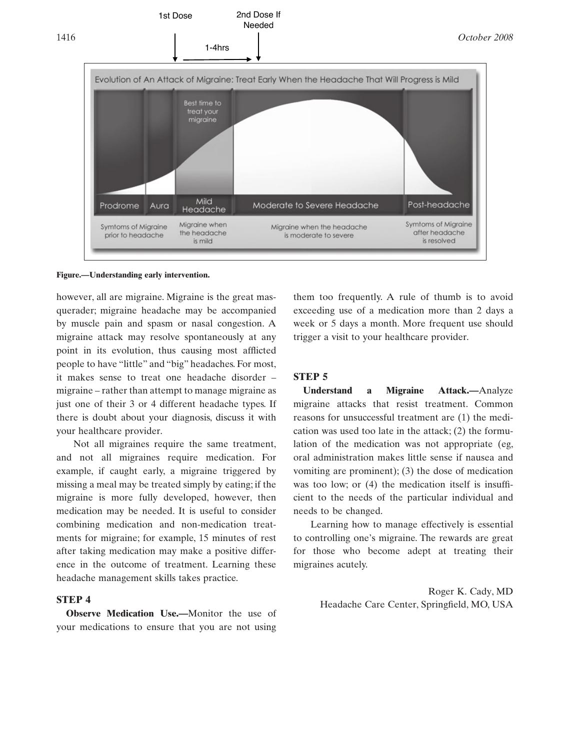1st Dose

2nd Dose If Needed

1-4hrs

Evolution of An Attack of Migraine: Treat Early When the Headache That Will Progress is Mild

Best time to treat your migraine

Prodrome

Aura

Mild Headache

Moderate to Severe Headache

Post-headache

Symtoms of Migraine prior to headache

Migraine when the headache is mild

Migraine when the headache is moderate to severe

Symtoms of Migraine after headache is resolved

**Figure.—Understanding early intervention.**

however, all are migraine. Migraine is the great masquerader; migraine headache may be accompanied by muscle pain and spasm or nasal congestion. A migraine attack may resolve spontaneously at any point in its evolution, thus causing most afflicted people to have "little" and "big" headaches. For most, it makes sense to treat one headache disorder – migraine – rather than attempt to manage migraine as just one of their 3 or 4 different headache types. If there is doubt about your diagnosis, discuss it with your healthcare provider.

Not all migraines require the same treatment, and not all migraines require medication. For example, if caught early, a migraine triggered by missing a meal may be treated simply by eating; if the migraine is more fully developed, however, then medication may be needed. It is useful to consider combining medication and non-medication treatments for migraine; for example, 15 minutes of rest after taking medication may make a positive difference in the outcome of treatment. Learning these headache management skills takes practice.

### STEP 4

**Observe Medication Use.—**Monitor the use of your medications to ensure that you are not using them too frequently. A rule of thumb is to avoid exceeding use of a medication more than 2 days a week or 5 days a month. More frequent use should trigger a visit to your healthcare provider.

### STEP 5

**Understand a Migraine Attack.—**Analyze migraine attacks that resist treatment. Common reasons for unsuccessful treatment are (1) the medication was used too late in the attack; (2) the formulation of the medication was not appropriate (eg, oral administration makes little sense if nausea and vomiting are prominent); (3) the dose of medication was too low; or (4) the medication itself is insufficient to the needs of the particular individual and needs to be changed.

Learning how to manage effectively is essential to controlling one's migraine. The rewards are great for those who become adept at treating their migraines acutely.

Roger K. Cady, MD
Headache Care Center, Springfield, MO, USA